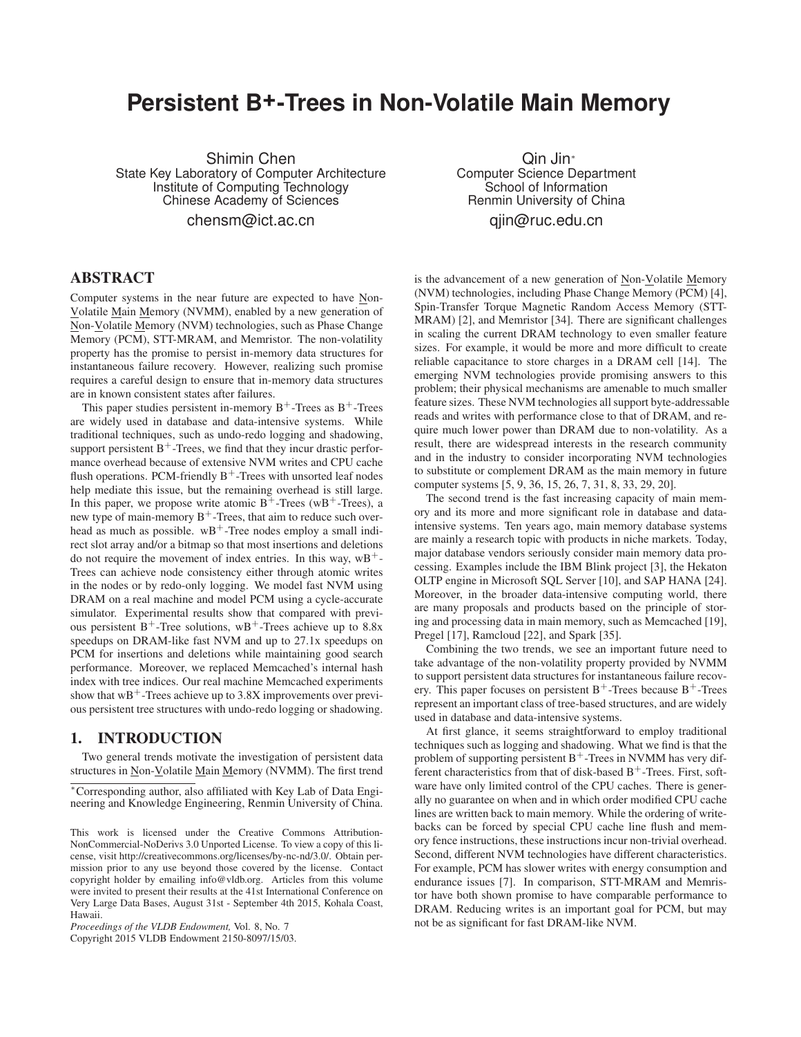# Persistent B+-Trees in Non-Volatile Main Memory

Shimin Chen
State Key Laboratory of Computer Architecture
Institute of Computing Technology
Chinese Academy of Sciences
chensm@ict.ac.cn

Qin Jin*
Computer Science Department
School of Information
Renmin University of China
qjin@ruc.edu.cn

## ABSTRACT

Computer systems in the near future are expected to have Non-Volatile Main Memory (NVMM), enabled by a new generation of Non-Volatile Memory (NVM) technologies, such as Phase Change Memory (PCM), STT-MRAM, and Memristor. The non-volatility property has the promise to persist in-memory data structures for instantaneous failure recovery. However, realizing such promise requires a careful design to ensure that in-memory data structures are in known consistent states after failures.

This paper studies persistent in-memory $B^+$-Trees as $B^+$-Trees are widely used in database and data-intensive systems. While traditional techniques, such as undo-redo logging and shadowing, support persistent $B^+$-Trees, we find that they incur drastic performance overhead because of extensive NVM writes and CPU cache flush operations. PCM-friendly $B^+$-Trees with unsorted leaf nodes help mediate this issue, but the remaining overhead is still large. In this paper, we propose write atomic $B^+$-Trees (w$B^+$-Trees), a new type of main-memory $B^+$-Trees, that aim to reduce such overhead as much as possible. w$B^+$-Tree nodes employ a small indirect slot array and/or a bitmap so that most insertions and deletions do not require the movement of index entries. In this way, w$B^+$-Trees can achieve node consistency either through atomic writes in the nodes or by redo-only logging. We model fast NVM using DRAM on a real machine and model PCM using a cycle-accurate simulator. Experimental results show that compared with previous persistent $B^+$-Tree solutions, w$B^+$-Trees achieve up to 8.8x speedups on DRAM-like fast NVM and up to 27.1x speedups on PCM for insertions and deletions while maintaining good search performance. Moreover, we replaced Memcached's internal hash index with tree indices. Our real machine Memcached experiments show that w$B^+$-Trees achieve up to 3.8X improvements over previous persistent tree structures with undo-redo logging or shadowing.

## 1. INTRODUCTION

Two general trends motivate the investigation of persistent data structures in Non-Volatile Main Memory (NVMM). The first trend is the advancement of a new generation of Non-Volatile Memory (NVM) technologies, including Phase Change Memory (PCM) [4], Spin-Transfer Torque Magnetic Random Access Memory (STT-MRAM) [2], and Memristor [34]. There are significant challenges in scaling the current DRAM technology to even smaller feature sizes. For example, it would be more and more difficult to create reliable capacitance to store charges in a DRAM cell [14]. The emerging NVM technologies provide promising answers to this problem; their physical mechanisms are amenable to much smaller feature sizes. These NVM technologies all support byte-addressable reads and writes with performance close to that of DRAM, and require much lower power than DRAM due to non-volatility. As a result, there are widespread interests in the research community and in the industry to consider incorporating NVM technologies to substitute or complement DRAM as the main memory in future computer systems [5, 9, 36, 15, 26, 7, 31, 8, 33, 29, 20].

The second trend is the fast increasing capacity of main memory and its more and more significant role in database and data-intensive systems. Ten years ago, main memory database systems are mainly a research topic with products in niche markets. Today, major database vendors seriously consider main memory data processing. Examples include the IBM Blink project [3], the Hekaton OLTP engine in Microsoft SQL Server [10], and SAP HANA [24]. Moreover, in the broader data-intensive computing world, there are many proposals and products based on the principle of storing and processing data in main memory, such as Memcached [19], Pregel [17], Ramcloud [22], and Spark [35].

Combining the two trends, we see an important future need to take advantage of the non-volatility property provided by NVMM to support persistent data structures for instantaneous failure recovery. This paper focuses on persistent $B^+$-Trees because $B^+$-Trees represent an important class of tree-based structures, and are widely used in database and data-intensive systems.

At first glance, it seems straightforward to employ traditional techniques such as logging and shadowing. What we find is that the problem of supporting persistent $B^+$-Trees in NVMM has very different characteristics from that of disk-based $B^+$-Trees. First, software have only limited control of the CPU caches. There is generally no guarantee on when and in which order modified CPU cache lines are written back to main memory. While the ordering of write-backs can be forced by special CPU cache line flush and memory fence instructions, these instructions incur non-trivial overhead. Second, different NVM technologies have different characteristics. For example, PCM has slower writes with energy consumption and endurance issues [7]. In comparison, STT-MRAM and Memristor have both shown promise to have comparable performance to DRAM. Reducing writes is an important goal for PCM, but may not be as significant for fast DRAM-like NVM.

*Corresponding author, also affiliated with Key Lab of Data Engineering and Knowledge Engineering, Renmin University of China.

This work is licensed under the Creative Commons Attribution-NonCommercial-NoDerivs 3.0 Unported License. To view a copy of this license, visit http://creativecommons.org/licenses/by-nc-nd/3.0/. Obtain permission prior to any use beyond those covered by the license. Contact copyright holder by emailing info@vldb.org. Articles from this volume were invited to present their results at the 41st International Conference on Very Large Data Bases, August 31st - September 4th 2015, Kohala Coast, Hawaii.
*Proceedings of the VLDB Endowment,* Vol. 8, No. 7
Copyright 2015 VLDB Endowment 2150-8097/15/03.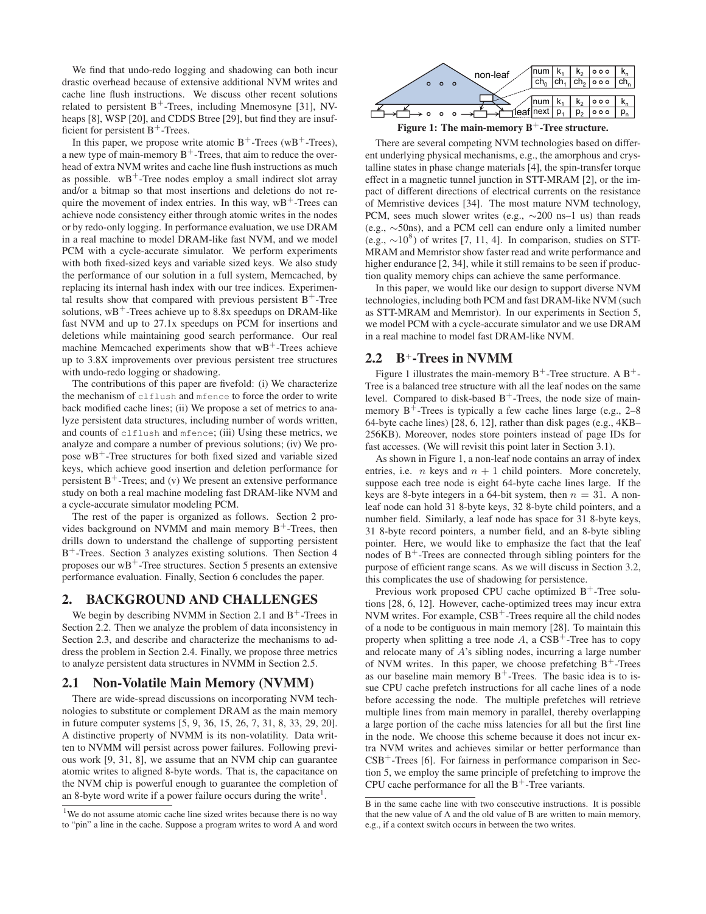We find that undo-redo logging and shadowing can both incur drastic overhead because of extensive additional NVM writes and cache line flush instructions. We discuss other recent solutions related to persistent B$^+$-Trees, including Mnemosyne [31], NV-heaps [8], WSP [20], and CDDS Btree [29], but find they are insufficient for persistent B$^+$-Trees.

In this paper, we propose write atomic B$^+$-Trees (wB$^+$-Trees), a new type of main-memory B$^+$-Trees, that aim to reduce the overhead of extra NVM writes and cache line flush instructions as much as possible. wB$^+$-Tree nodes employ a small indirect slot array and/or a bitmap so that most insertions and deletions do not require the movement of index entries. In this way, wB$^+$-Trees can achieve node consistency either through atomic writes in the nodes or by redo-only logging. In performance evaluation, we use DRAM in a real machine to model DRAM-like fast NVM, and we model PCM with a cycle-accurate simulator. We perform experiments with both fixed-sized keys and variable sized keys. We also study the performance of our solution in a full system, Memcached, by replacing its internal hash index with our tree indices. Experimental results show that compared with previous persistent B$^+$-Tree solutions, wB$^+$-Trees achieve up to 8.8x speedups on DRAM-like fast NVM and up to 27.1x speedups on PCM for insertions and deletions while maintaining good search performance. Our real machine Memcached experiments show that wB$^+$-Trees achieve up to 3.8X improvements over previous persistent tree structures with undo-redo logging or shadowing.

The contributions of this paper are fivefold: (i) We characterize the mechanism of `clflush` and `mfence` to force the order to write back modified cache lines; (ii) We propose a set of metrics to analyze persistent data structures, including number of words written, and counts of `clflush` and `mfence`; (iii) Using these metrics, we analyze and compare a number of previous solutions; (iv) We propose wB$^+$-Tree structures for both fixed sized and variable sized keys, which achieve good insertion and deletion performance for persistent B$^+$-Trees; and (v) We present an extensive performance study on both a real machine modeling fast DRAM-like NVM and a cycle-accurate simulator modeling PCM.

The rest of the paper is organized as follows. Section 2 provides background on NVMM and main memory B$^+$-Trees, then drills down to understand the challenge of supporting persistent B$^+$-Trees. Section 3 analyzes existing solutions. Then Section 4 proposes our wB$^+$-Tree structures. Section 5 presents an extensive performance evaluation. Finally, Section 6 concludes the paper.

## 2. BACKGROUND AND CHALLENGES

We begin by describing NVMM in Section 2.1 and B$^+$-Trees in Section 2.2. Then we analyze the problem of data inconsistency in Section 2.3, and describe and characterize the mechanisms to address the problem in Section 2.4. Finally, we propose three metrics to analyze persistent data structures in NVMM in Section 2.5.

### 2.1 Non-Volatile Main Memory (NVMM)

There are wide-spread discussions on incorporating NVM technologies to substitute or complement DRAM as the main memory in future computer systems [5, 9, 36, 15, 26, 7, 31, 8, 33, 29, 20]. A distinctive property of NVMM is its non-volatility. Data written to NVMM will persist across power failures. Following previous work [9, 31, 8], we assume that an NVM chip can guarantee atomic writes to aligned 8-byte words. That is, the capacitance on the NVM chip is powerful enough to guarantee the completion of an 8-byte word write if a power failure occurs during the write[1].

[1]We do not assume atomic cache line sized writes because there is no way to "pin" a line in the cache. Suppose a program writes to word A and word B in the same cache line with two consecutive instructions. It is possible that the new value of A and the old value of B are written to main memory, e.g., if a context switch occurs in between the two writes.

**Figure 1: The main-memory B$^+$-Tree structure.**

There are several competing NVM technologies based on different underlying physical mechanisms, e.g., the amorphous and crystalline states in phase change materials [4], the spin-transfer torque effect in a magnetic tunnel junction in STT-MRAM [2], or the impact of different directions of electrical currents on the resistance of Memristive devices [34]. The most mature NVM technology, PCM, sees much slower writes (e.g., ~200 ns–1 us) than reads (e.g., ~50ns), and a PCM cell can endure only a limited number (e.g., ~$10^8$) of writes [7, 11, 4]. In comparison, studies on STT-MRAM and Memristor show faster read and write performance and higher endurance [2, 34], while it still remains to be seen if production quality memory chips can achieve the same performance.

In this paper, we would like our design to support diverse NVM technologies, including both PCM and fast DRAM-like NVM (such as STT-MRAM and Memristor). In our experiments in Section 5, we model PCM with a cycle-accurate simulator and we use DRAM in a real machine to model fast DRAM-like NVM.

### 2.2 B$^+$-Trees in NVMM

Figure 1 illustrates the main-memory B$^+$-Tree structure. A B$^+$-Tree is a balanced tree structure with all the leaf nodes on the same level. Compared to disk-based B$^+$-Trees, the node size of main-memory B$^+$-Trees is typically a few cache lines large (e.g., 2–8 64-byte cache lines) [28, 6, 12], rather than disk pages (e.g., 4KB–256KB). Moreover, nodes store pointers instead of page IDs for fast accesses. (We will revisit this point later in Section 3.1).

As shown in Figure 1, a non-leaf node contains an array of index entries, i.e. $n$ keys and $n+1$ child pointers. More concretely, suppose each tree node is eight 64-byte cache lines large. If the keys are 8-byte integers in a 64-bit system, then $n = 31$. A non-leaf node can hold 31 8-byte keys, 32 8-byte child pointers, and a number field. Similarly, a leaf node has space for 31 8-byte keys, 31 8-byte record pointers, a number field, and an 8-byte sibling pointer. Here, we would like to emphasize the fact that the leaf nodes of B$^+$-Trees are connected through sibling pointers for the purpose of efficient range scans. As we will discuss in Section 3.2, this complicates the use of shadowing for persistence.

Previous work proposed CPU cache optimized B$^+$-Tree solutions [28, 6, 12]. However, cache-optimized trees may incur extra NVM writes. For example, CSB$^+$-Trees require all the child nodes of a node to be contiguous in main memory [28]. To maintain this property when splitting a tree node $A$, a CSB$^+$-Tree has to copy and relocate many of $A$'s sibling nodes, incurring a large number of NVM writes. In this paper, we choose prefetching B$^+$-Trees as our baseline main memory B$^+$-Trees. The basic idea is to issue CPU cache prefetch instructions for all cache lines of a node before accessing the node. The multiple prefetches will retrieve multiple lines from main memory in parallel, thereby overlapping a large portion of the cache miss latencies for all but the first line in the node. We choose this scheme because it does not incur extra NVM writes and achieves similar or better performance than CSB$^+$-Trees [6]. For fairness in performance comparison in Section 5, we employ the same principle of prefetching to improve the CPU cache performance for all the B$^+$-Tree variants.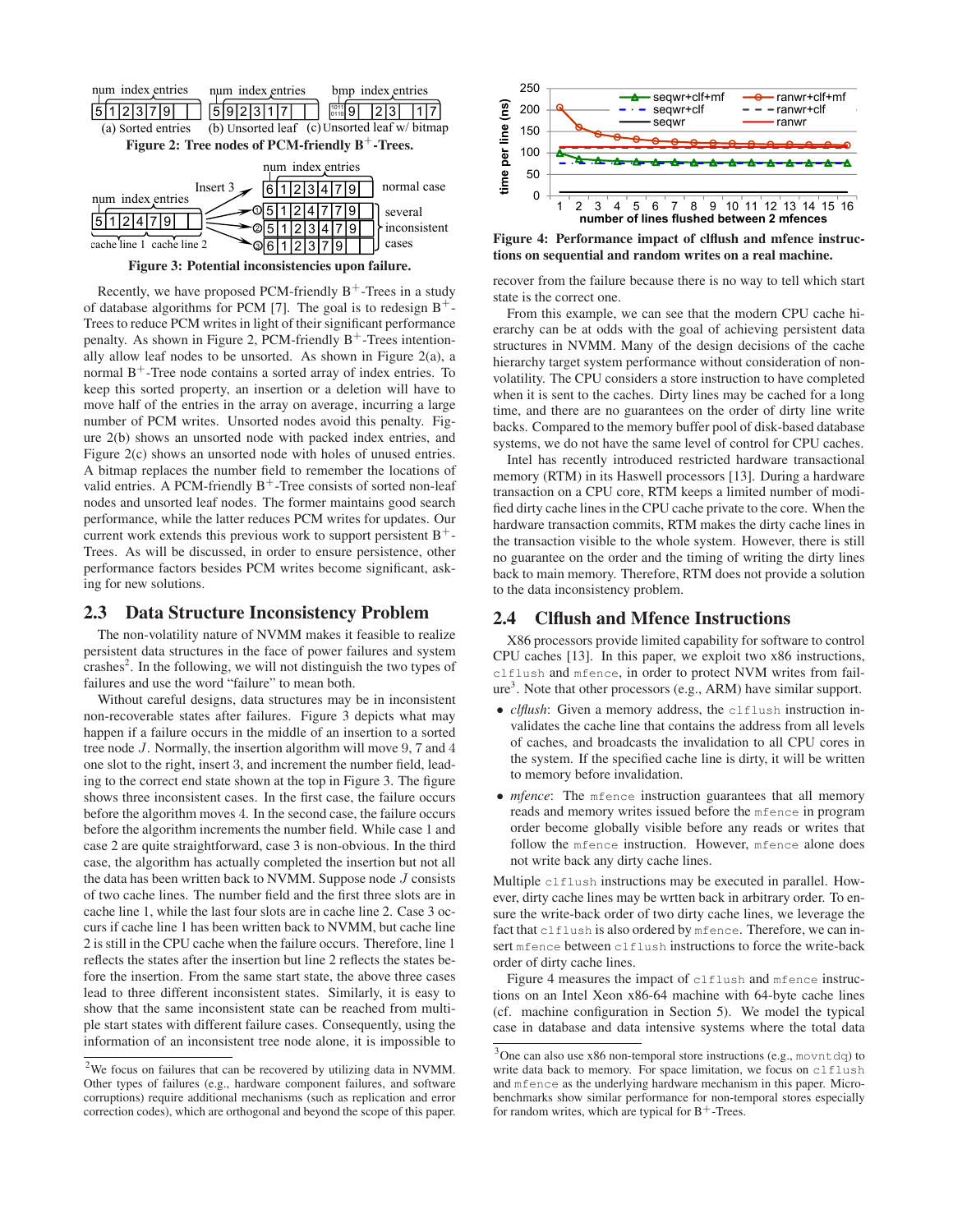Figure 2: Tree nodes of PCM-friendly B$^+$-Trees.

Figure 3: Potential inconsistencies upon failure.

Recently, we have proposed PCM-friendly B$^+$-Trees in a study of database algorithms for PCM [7]. The goal is to redesign B$^+$-Trees to reduce PCM writes in light of their significant performance penalty. As shown in Figure 2, PCM-friendly B$^+$-Trees intentionally allow leaf nodes to be unsorted. As shown in Figure 2(a), a normal B$^+$-Tree node contains a sorted array of index entries. To keep this sorted property, an insertion or a deletion will have to move half of the entries in the array on average, incurring a large number of PCM writes. Unsorted nodes avoid this penalty. Figure 2(b) shows an unsorted node with packed index entries, and Figure 2(c) shows an unsorted node with holes of unused entries. A bitmap replaces the number field to remember the locations of valid entries. A PCM-friendly B$^+$-Tree consists of sorted non-leaf nodes and unsorted leaf nodes. The former maintains good search performance, while the latter reduces PCM writes for updates. Our current work extends this previous work to support persistent B$^+$-Trees. As will be discussed, in order to ensure persistence, other performance factors besides PCM writes become significant, asking for new solutions.

## 2.3 Data Structure Inconsistency Problem

The non-volatility nature of NVMM makes it feasible to realize persistent data structures in the face of power failures and system crashes[2]. In the following, we will not distinguish the two types of failures and use the word "failure" to mean both.

Without careful designs, data structures may be in inconsistent non-recoverable states after failures. Figure 3 depicts what may happen if a failure occurs in the middle of an insertion to a sorted tree node $J$. Normally, the insertion algorithm will move 9, 7 and 4 one slot to the right, insert 3, and increment the number field, leading to the correct end state shown at the top in Figure 3. The figure shows three inconsistent cases. In the first case, the failure occurs before the algorithm moves 4. In the second case, the failure occurs before the algorithm increments the number field. While case 1 and case 2 are quite straightforward, case 3 is non-obvious. In the third case, the algorithm has actually completed the insertion but not all the data has been written back to NVMM. Suppose node $J$ consists of two cache lines. The number field and the first three slots are in cache line 1, while the last four slots are in cache line 2. Case 3 occurs if cache line 1 has been written back to NVMM, but cache line 2 is still in the CPU cache when the failure occurs. Therefore, line 1 reflects the states after the insertion but line 2 reflects the states before the insertion. From the same start state, the above three cases lead to three different inconsistent states. Similarly, it is easy to show that the same inconsistent state can be reached from multiple start states with different failure cases. Consequently, using the information of an inconsistent tree node alone, it is impossible to recover from the failure because there is no way to tell which start state is the correct one.

From this example, we can see that the modern CPU cache hierarchy can be at odds with the goal of achieving persistent data structures in NVMM. Many of the design decisions of the cache hierarchy target system performance without consideration of non-volatility. The CPU considers a store instruction to have completed when it is sent to the caches. Dirty lines may be cached for a long time, and there are no guarantees on the order of dirty line write backs. Compared to the memory buffer pool of disk-based database systems, we do not have the same level of control for CPU caches.

Intel has recently introduced restricted hardware transactional memory (RTM) in its Haswell processors [13]. During a hardware transaction on a CPU core, RTM keeps a limited number of modified dirty cache lines in the CPU cache private to the core. When the hardware transaction commits, RTM makes the dirty cache lines in the transaction visible to the whole system. However, there is still no guarantee on the order and the timing of writing the dirty lines back to main memory. Therefore, RTM does not provide a solution to the data inconsistency problem.

[2] We focus on failures that can be recovered by utilizing data in NVMM. Other types of failures (e.g., hardware component failures, and software corruptions) require additional mechanisms (such as replication and error correction codes), which are orthogonal and beyond the scope of this paper.

Figure 4: Performance impact of clflush and mfence instructions on sequential and random writes on a real machine.

## 2.4 Clflush and Mfence Instructions

X86 processors provide limited capability for software to control CPU caches [13]. In this paper, we exploit two x86 instructions, `clflush` and `mfence`, in order to protect NVM writes from failure[3]. Note that other processors (e.g., ARM) have similar support.

- *clflush*: Given a memory address, the `clflush` instruction invalidates the cache line that contains the address from all levels of caches, and broadcasts the invalidation to all CPU cores in the system. If the specified cache line is dirty, it will be written to memory before invalidation.
- *mfence*: The `mfence` instruction guarantees that all memory reads and memory writes issued before the `mfence` in program order become globally visible before any reads or writes that follow the `mfence` instruction. However, `mfence` alone does not write back any dirty cache lines.

Multiple `clflush` instructions may be executed in parallel. However, dirty cache lines may be wrtten back in arbitrary order. To ensure the write-back order of two dirty cache lines, we leverage the fact that `clflush` is also ordered by `mfence`. Therefore, we can insert `mfence` between `clflush` instructions to force the write-back order of dirty cache lines.

Figure 4 measures the impact of `clflush` and `mfence` instructions on an Intel Xeon x86-64 machine with 64-byte cache lines (cf. machine configuration in Section 5). We model the typical case in database and data intensive systems where the total data

[3] One can also use x86 non-temporal store instructions (e.g., `movntdq`) to write data back to memory. For space limitation, we focus on `clflush` and `mfence` as the underlying hardware mechanism in this paper. Micro-benchmarks show similar performance for non-temporal stores especially for random writes, which are typical for B$^+$-Trees.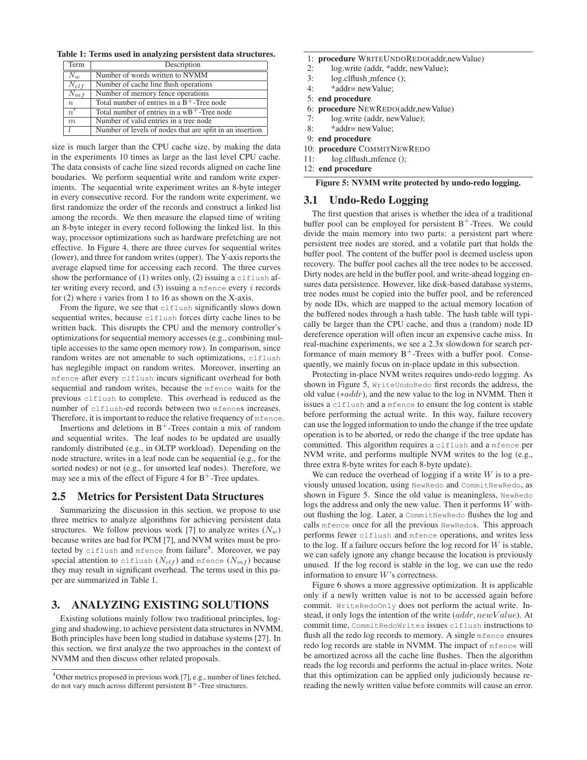Table 1: Terms used in analyzing persistent data structures.

| Term | Description |
|---|---|
| $N_w$ | Number of words written to NVMM |
| $N_{clf}$ | Number of cache line flush operations |
| $N_{mf}$ | Number of memory fence operations |
| $n$ | Total number of entries in a B$^+$-Tree node |
| $n'$ | Total number of entries in a wB$^+$-Tree node |
| $m$ | Number of valid entries in a tree node |
| $l$ | Number of levels of nodes that are split in an insertion |

size is much larger than the CPU cache size, by making the data in the experiments 10 times as large as the last level CPU cache. The data consists of cache line sized records aligned on cache line boudaries. We perform sequential write and random write experiments. The sequential write experiment writes an 8-byte integer in every consecutive record. For the random write experiment, we first randomize the order of the records and construct a linked list among the records. We then measure the elapsed time of writing an 8-byte integer in every record following the linked list. In this way, processor optimizations such as hardware prefetching are not effective. In Figure 4, there are three curves for sequential writes (lower), and three for random writes (upper). The Y-axis reports the average elapsed time for accessing each record. The three curves show the performance of (1) writes only, (2) issuing a `clflush` after writing every record, and (3) issuing a `mfence` every $i$ records for (2) where $i$ varies from 1 to 16 as shown on the X-axis.

From the figure, we see that `clflush` significantly slows down sequential writes, because `clflush` forces dirty cache lines to be written back. This disrupts the CPU and the memory controller's optimizations for sequential memory accesses (e.g., combining multiple accesses to the same open memory row). In comparison, since random writes are not amenable to such optimizations, `clflush` has negligible impact on random writes. Moreover, inserting an `mfence` after every `clflush` incurs significant overhead for both sequential and random writes, because the `mfence` waits for the previous `clflush` to complete. This overhead is reduced as the number of `clflush`-ed records between two `mfence`s increases. Therefore, it is important to reduce the relative frequency of `mfence`.

Insertions and deletions in B$^+$-Trees contain a mix of random and sequential writes. The leaf nodes to be updated are usually randomly distributed (e.g., in OLTP workload). Depending on the node structure, writes in a leaf node can be sequential (e.g., for the sorted nodes) or not (e.g., for unsorted leaf nodes). Therefore, we may see a mix of the effect of Figure 4 for B$^+$-Tree updates.

## 2.5 Metrics for Persistent Data Structures

Summarizing the discussion in this section, we propose to use three metrics to analyze algorithms for achieving persistent data structures. We follow previous work [7] to analyze writes ($N_w$) because writes are bad for PCM [7], and NVM writes must be protected by `clflush` and `mfence` from failure[4]. Moreover, we pay special attention to `clflush` ($N_{clf}$) and `mfence` ($N_{mf}$) because they may result in significant overhead. The terms used in this paper are summarized in Table 1.

# 3. ANALYZING EXISTING SOLUTIONS

Existing solutions mainly follow two traditional principles, logging and shadowing, to achieve persistent data structures in NVMM. Both principles have been long studied in database systems [27]. In this section, we first analyze the two approaches in the context of NVMM and then discuss other related proposals.

[4]Other metrics proposed in previous work [7], e.g., number of lines fetched, do not vary much across different persistent B$^+$-Tree structures.

```
 1: procedure WriteUndoRedo(addr,newValue)
 2:     log.write (addr, *addr, newValue);
 3:     log.clflush_mfence ();
 4:     *addr= newValue;
 5: end procedure
 6: procedure NewRedo(addr,newValue)
 7:     log.write (addr, newValue);
 8:     *addr= newValue;
 9: end procedure
10: procedure CommitNewRedo
11:     log.clflush_mfence ();
12: end procedure
```

Figure 5: NVMM write protected by undo-redo logging.

## 3.1 Undo-Redo Logging

The first question that arises is whether the idea of a traditional buffer pool can be employed for persistent B$^+$-Trees. We could divide the main memory into two parts: a persistent part where persistent tree nodes are stored, and a volatile part that holds the buffer pool. The content of the buffer pool is deemed useless upon recovery. The buffer pool caches all the tree nodes to be accessed. Dirty nodes are held in the buffer pool, and write-ahead logging ensures data persistence. However, like disk-based database systems, tree nodes must be copied into the buffer pool, and be referenced by node IDs, which are mapped to the actual memory location of the buffered nodes through a hash table. The hash table will typically be larger than the CPU cache, and thus a (random) node ID dereference operation will often incur an expensive cache miss. In real-machine experiments, we see a 2.3x slowdown for search performance of main memory B$^+$-Trees with a buffer pool. Consequently, we mainly focus on in-place update in this subsection.

Protecting in-place NVM writes requires undo-redo logging. As shown in Figure 5, `WriteUndoRedo` first records the address, the old value ($*addr$), and the new value to the log in NVMM. Then it issues a `clflush` and a `mfence` to ensure the log content is stable before performing the actual write. In this way, failure recovery can use the logged information to undo the change if the tree update operation is to be aborted, or redo the change if the tree update has committed. This algorithm requires a `clflush` and a `mfence` per NVM write, and performs multiple NVM writes to the log (e.g., three extra 8-byte writes for each 8-byte update).

We can reduce the overhead of logging if a write $W$ is to a previously unused location, using `NewRedo` and `CommitNewRedo`, as shown in Figure 5. Since the old value is meaningless, `NewRedo` logs the address and only the new value. Then it performs $W$ without flushing the log. Later, a `CommitNewRedo` flushes the log and calls `mfence` once for all the previous `NewRedo`s. This approach performs fewer `clflush` and `mfence` operations, and writes less to the log. If a failure occurs before the log record for $W$ is stable, we can safely ignore any change because the location is previously unused. If the log record is stable in the log, we can use the redo information to ensure $W$'s correctness.

Figure 6 shows a more aggressive optimization. It is applicable only if a newly written value is not to be accessed again before commit. `WriteRedoOnly` does not perform the actual write. Instead, it only logs the intention of the write ($addr, newValue$). At commit time, `CommitRedoWrites` issues `clflush` instructions to flush all the redo log records to memory. A single `mfence` ensures redo log records are stable in NVMM. The impact of `mfence` will be amortized across all the cache line flushes. Then the algorithm reads the log records and performs the actual in-place writes. Note that this optimization can be applied only judiciously because rereading the newly written value before commits will cause an error.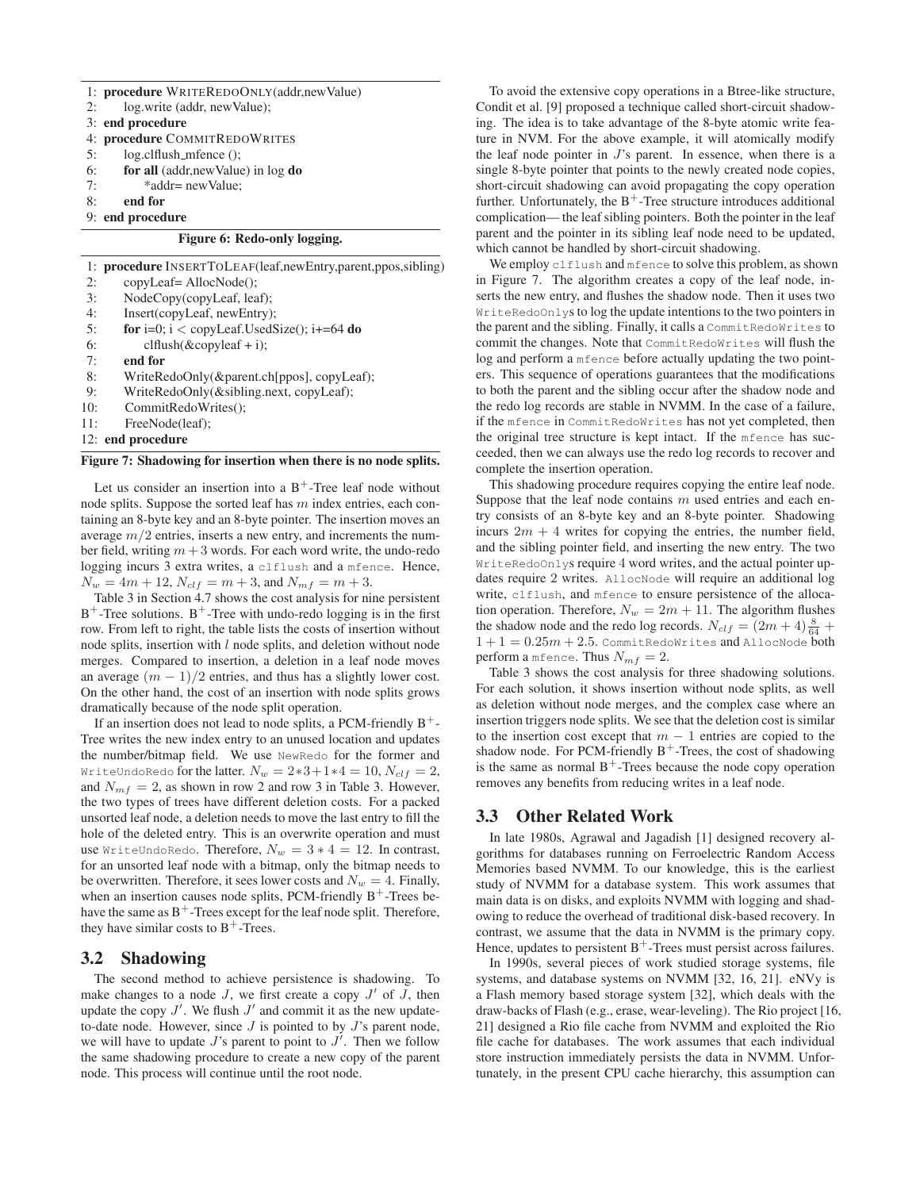```
1: procedure WRITEREDOONLY(addr,newValue)
2:     log.write (addr, newValue);
3: end procedure
4: procedure COMMITREDOWRITES
5:     log.clflush_mfence ();
6:     for all (addr,newValue) in log do
7:         *addr= newValue;
8:     end for
9: end procedure
```

**Figure 6: Redo-only logging.**

```
1: procedure INSERTTOLEAF(leaf,newEntry,parent,ppos,sibling)
2:     copyLeaf= AllocNode();
3:     NodeCopy(copyLeaf, leaf);
4:     Insert(copyLeaf, newEntry);
5:     for i=0; i < copyLeaf.UsedSize(); i+=64 do
6:         clflush(&copyleaf + i);
7:     end for
8:     WriteRedoOnly(&parent.ch[ppos], copyLeaf);
9:     WriteRedoOnly(&sibling.next, copyLeaf);
10:    CommitRedoWrites();
11:    FreeNode(leaf);
12: end procedure
```

**Figure 7: Shadowing for insertion when there is no node splits.**

Let us consider an insertion into a B$^+$-Tree leaf node without node splits. Suppose the sorted leaf has $m$ index entries, each containing an 8-byte key and an 8-byte pointer. The insertion moves an average $m/2$ entries, inserts a new entry, and increments the number field, writing $m+3$ words. For each word write, the undo-redo logging incurs 3 extra writes, a clflush and a mfence. Hence, $N_w = 4m + 12$, $N_{clf} = m + 3$, and $N_{mf} = m + 3$.

Table 3 in Section 4.7 shows the cost analysis for nine persistent B$^+$-Tree solutions. B$^+$-Tree with undo-redo logging is in the first row. From left to right, the table lists the costs of insertion without node splits, insertion with $l$ node splits, and deletion without node merges. Compared to insertion, a deletion in a leaf node moves an average $(m-1)/2$ entries, and thus has a slightly lower cost. On the other hand, the cost of an insertion with node splits grows dramatically because of the node split operation.

If an insertion does not lead to node splits, a PCM-friendly B$^+$-Tree writes the new index entry to an unused location and updates the number/bitmap field. We use NewRedo for the former and WriteUndoRedo for the latter. $N_w = 2*3+1*4 = 10$, $N_{clf} = 2$, and $N_{mf} = 2$, as shown in row 2 and row 3 in Table 3. However, the two types of trees have different deletion costs. For a packed unsorted leaf node, a deletion needs to move the last entry to fill the hole of the deleted entry. This is an overwrite operation and must use WriteUndoRedo. Therefore, $N_w = 3*4 = 12$. In contrast, for an unsorted leaf node with a bitmap, only the bitmap needs to be overwritten. Therefore, it sees lower costs and $N_w = 4$. Finally, when an insertion causes node splits, PCM-friendly B$^+$-Trees behave the same as B$^+$-Trees except for the leaf node split. Therefore, they have similar costs to B$^+$-Trees.

## 3.2 Shadowing

The second method to achieve persistence is shadowing. To make changes to a node $J$, we first create a copy $J'$ of $J$, then update the copy $J'$. We flush $J'$ and commit it as the new update-to-date node. However, since $J$ is pointed to by $J$'s parent node, we will have to update $J$'s parent to point to $J'$. Then we follow the same shadowing procedure to create a new copy of the parent node. This process will continue until the root node.

To avoid the extensive copy operations in a Btree-like structure, Condit et al. [9] proposed a technique called short-circuit shadowing. The idea is to take advantage of the 8-byte atomic write feature in NVM. For the above example, it will atomically modify the leaf node pointer in $J$'s parent. In essence, when there is a single 8-byte pointer that points to the newly created node copies, short-circuit shadowing can avoid propagating the copy operation further. Unfortunately, the B$^+$-Tree structure introduces additional complication— the leaf sibling pointers. Both the pointer in the leaf parent and the pointer in its sibling leaf node need to be updated, which cannot be handled by short-circuit shadowing.

We employ clflush and mfence to solve this problem, as shown in Figure 7. The algorithm creates a copy of the leaf node, inserts the new entry, and flushes the shadow node. Then it uses two WriteRedoOnlys to log the update intentions to the two pointers in the parent and the sibling. Finally, it calls a CommitRedoWrites to commit the changes. Note that CommitRedoWrites will flush the log and perform a mfence before actually updating the two pointers. This sequence of operations guarantees that the modifications to both the parent and the sibling occur after the shadow node and the redo log records are stable in NVMM. In the case of a failure, if the mfence in CommitRedoWrites has not yet completed, then the original tree structure is kept intact. If the mfence has succeeded, then we can always use the redo log records to recover and complete the insertion operation.

This shadowing procedure requires copying the entire leaf node. Suppose that the leaf node contains $m$ used entries and each entry consists of an 8-byte key and an 8-byte pointer. Shadowing incurs $2m + 4$ writes for copying the entries, the number field, and the sibling pointer field, and inserting the new entry. The two WriteRedoOnlys require 4 word writes, and the actual pointer updates require 2 writes. AllocNode will require an additional log write, clflush, and mfence to ensure persistence of the allocation operation. Therefore, $N_w = 2m + 11$. The algorithm flushes the shadow node and the redo log records. $N_{clf} = (2m+4)\frac{8}{64} + 1 + 1 = 0.25m + 2.5$. CommitRedoWrites and AllocNode both perform a mfence. Thus $N_{mf} = 2$.

Table 3 shows the cost analysis for three shadowing solutions. For each solution, it shows insertion without node splits, as well as deletion without node merges, and the complex case where an insertion triggers node splits. We see that the deletion cost is similar to the insertion cost except that $m-1$ entries are copied to the shadow node. For PCM-friendly B$^+$-Trees, the cost of shadowing is the same as normal B$^+$-Trees because the node copy operation removes any benefits from reducing writes in a leaf node.

## 3.3 Other Related Work

In late 1980s, Agrawal and Jagadish [1] designed recovery algorithms for databases running on Ferroelectric Random Access Memories based NVMM. To our knowledge, this is the earliest study of NVMM for a database system. This work assumes that main data is on disks, and exploits NVMM with logging and shadowing to reduce the overhead of traditional disk-based recovery. In contrast, we assume that the data in NVMM is the primary copy. Hence, updates to persistent B$^+$-Trees must persist across failures.

In 1990s, several pieces of work studied storage systems, file systems, and database systems on NVMM [32, 16, 21]. eNVy is a Flash memory based storage system [32], which deals with the draw-backs of Flash (e.g., erase, wear-leveling). The Rio project [16, 21] designed a Rio file cache from NVMM and exploited the Rio file cache for databases. The work assumes that each individual store instruction immediately persists the data in NVMM. Unfortunately, in the present CPU cache hierarchy, this assumption can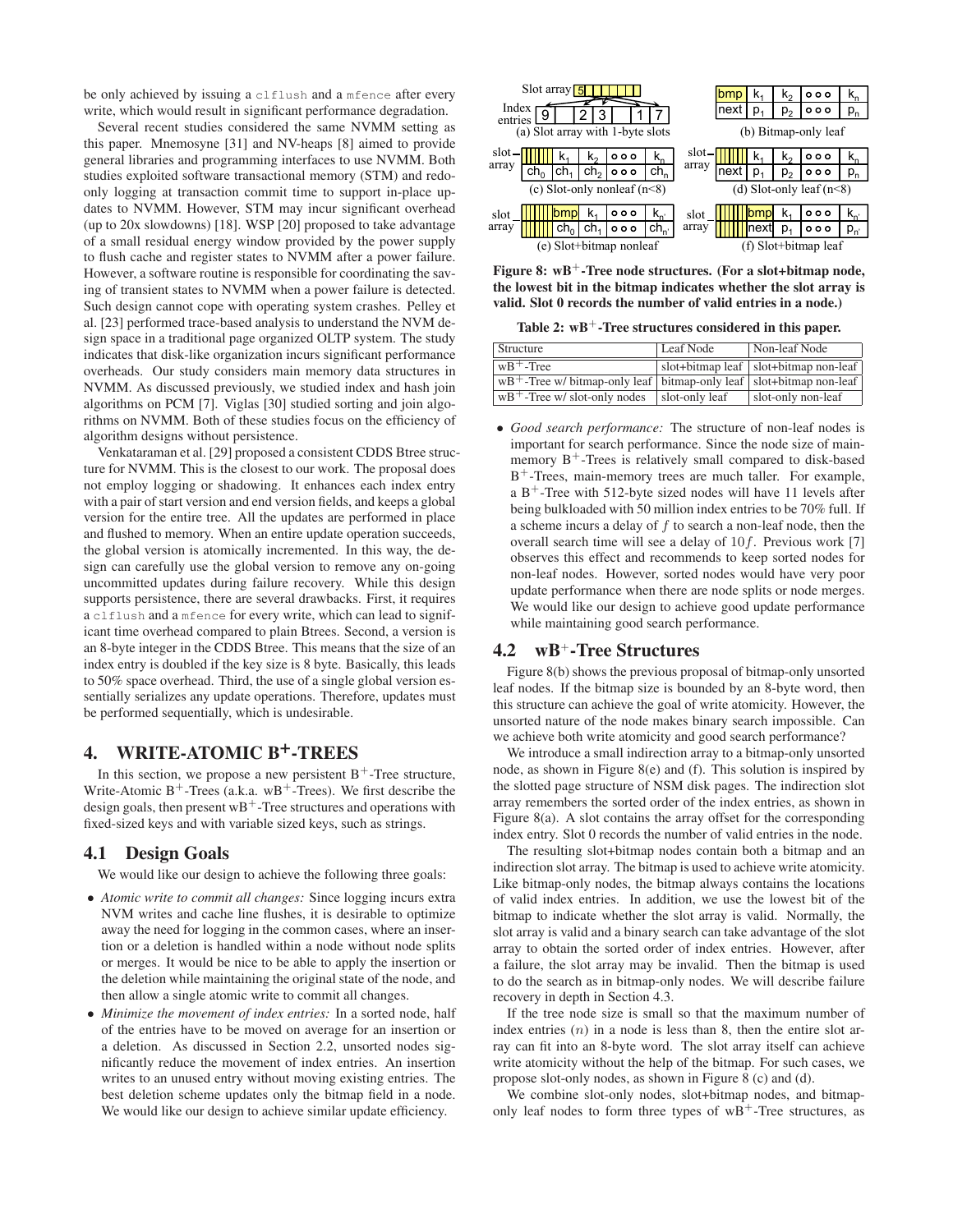be only achieved by issuing a clflush and a mfence after every write, which would result in significant performance degradation.

Several recent studies considered the same NVMM setting as this paper. Mnemosyne [31] and NV-heaps [8] aimed to provide general libraries and programming interfaces to use NVMM. Both studies exploited software transactional memory (STM) and redo-only logging at transaction commit time to support in-place updates to NVMM. However, STM may incur significant overhead (up to 20x slowdowns) [18]. WSP [20] proposed to take advantage of a small residual energy window provided by the power supply to flush cache and register states to NVMM after a power failure. However, a software routine is responsible for coordinating the saving of transient states to NVMM when a power failure is detected. Such design cannot cope with operating system crashes. Pelley et al. [23] performed trace-based analysis to understand the NVM design space in a traditional page organized OLTP system. The study indicates that disk-like organization incurs significant performance overheads. Our study considers main memory data structures in NVMM. As discussed previously, we studied index and hash join algorithms on PCM [7]. Viglas [30] studied sorting and join algorithms on NVMM. Both of these studies focus on the efficiency of algorithm designs without persistence.

Venkataraman et al. [29] proposed a consistent CDDS Btree structure for NVMM. This is the closest to our work. The proposal does not employ logging or shadowing. It enhances each index entry with a pair of start version and end version fields, and keeps a global version for the entire tree. All the updates are performed in place and flushed to memory. When an entire update operation succeeds, the global version is atomically incremented. In this way, the design can carefully use the global version to remove any on-going uncommitted updates during failure recovery. While this design supports persistence, there are several drawbacks. First, it requires a clflush and a mfence for every write, which can lead to significant time overhead compared to plain Btrees. Second, a version is an 8-byte integer in the CDDS Btree. This means that the size of an index entry is doubled if the key size is 8 byte. Basically, this leads to 50% space overhead. Third, the use of a single global version essentially serializes any update operations. Therefore, updates must be performed sequentially, which is undesirable.

# 4. WRITE-ATOMIC B+-TREES

In this section, we propose a new persistent B+-Tree structure, Write-Atomic B+-Trees (a.k.a. wB+-Trees). We first describe the design goals, then present wB+-Tree structures and operations with fixed-sized keys and with variable sized keys, such as strings.

## 4.1 Design Goals

We would like our design to achieve the following three goals:

- *Atomic write to commit all changes:* Since logging incurs extra NVM writes and cache line flushes, it is desirable to optimize away the need for logging in the common cases, where an insertion or a deletion is handled within a node without node splits or merges. It would be nice to be able to apply the insertion or the deletion while maintaining the original state of the node, and then allow a single atomic write to commit all changes.
- *Minimize the movement of index entries:* In a sorted node, half of the entries have to be moved on average for an insertion or a deletion. As discussed in Section 2.2, unsorted nodes significantly reduce the movement of index entries. An insertion writes to an unused entry without moving existing entries. The best deletion scheme updates only the bitmap field in a node. We would like our design to achieve similar update efficiency.
- *Good search performance:* The structure of non-leaf nodes is important for search performance. Since the node size of main-memory B+-Trees is relatively small compared to disk-based B+-Trees, main-memory trees are much taller. For example, a B+-Tree with 512-byte sized nodes will have 11 levels after being bulkloaded with 50 million index entries to be 70% full. If a scheme incurs a delay of $f$ to search a non-leaf node, then the overall search time will see a delay of $10f$. Previous work [7] observes this effect and recommends to keep sorted nodes for non-leaf nodes. However, sorted nodes would have very poor update performance when there are node splits or node merges. We would like our design to achieve good update performance while maintaining good search performance.

Figure 8: wB+-Tree node structures. (For a slot+bitmap node, the lowest bit in the bitmap indicates whether the slot array is valid. Slot 0 records the number of valid entries in a node.)

Table 2: wB+-Tree structures considered in this paper.

| Structure | Leaf Node | Non-leaf Node |
|---|---|---|
| wB+-Tree | slot+bitmap leaf | slot+bitmap non-leaf |
| wB+-Tree w/ bitmap-only leaf | bitmap-only leaf | slot+bitmap non-leaf |
| wB+-Tree w/ slot-only nodes | slot-only leaf | slot-only non-leaf |

## 4.2 wB+-Tree Structures

Figure 8(b) shows the previous proposal of bitmap-only unsorted leaf nodes. If the bitmap size is bounded by an 8-byte word, then this structure can achieve the goal of write atomicity. However, the unsorted nature of the node makes binary search impossible. Can we achieve both write atomicity and good search performance?

We introduce a small indirection array to a bitmap-only unsorted node, as shown in Figure 8(e) and (f). This solution is inspired by the slotted page structure of NSM disk pages. The indirection slot array remembers the sorted order of the index entries, as shown in Figure 8(a). A slot contains the array offset for the corresponding index entry. Slot 0 records the number of valid entries in the node.

The resulting slot+bitmap nodes contain both a bitmap and an indirection slot array. The bitmap is used to achieve write atomicity. Like bitmap-only nodes, the bitmap always contains the locations of valid index entries. In addition, we use the lowest bit of the bitmap to indicate whether the slot array is valid. Normally, the slot array is valid and a binary search can take advantage of the slot array to obtain the sorted order of index entries. However, after a failure, the slot array may be invalid. Then the bitmap is used to do the search as in bitmap-only nodes. We will describe failure recovery in depth in Section 4.3.

If the tree node size is small so that the maximum number of index entries ($n$) in a node is less than 8, then the entire slot array can fit into an 8-byte word. The slot array itself can achieve write atomicity without the help of the bitmap. For such cases, we propose slot-only nodes, as shown in Figure 8 (c) and (d).

We combine slot-only nodes, slot+bitmap nodes, and bitmap-only leaf nodes to form three types of wB+-Tree structures, as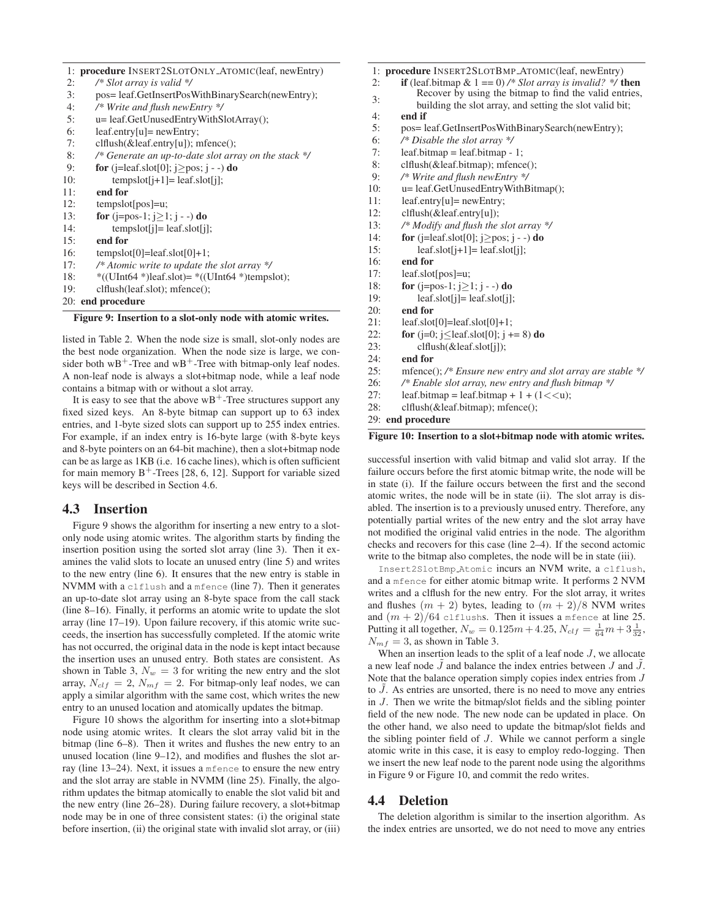```
1:  procedure INSERT2SLOTONLY_ATOMIC(leaf, newEntry)
2:      /* Slot array is valid */
3:      pos= leaf.GetInsertPosWithBinarySearch(newEntry);
4:      /* Write and flush newEntry */
5:      u= leaf.GetUnusedEntryWithSlotArray();
6:      leaf.entry[u]= newEntry;
7:      clflush(&leaf.entry[u]); mfence();
8:      /* Generate an up-to-date slot array on the stack */
9:      for (j=leaf.slot[0]; j≥pos; j - -) do
10:         tempslot[j+1]= leaf.slot[j];
11:     end for
12:     tempslot[pos]=u;
13:     for (j=pos-1; j≥1; j - -) do
14:         tempslot[j]= leaf.slot[j];
15:     end for
16:     tempslot[0]=leaf.slot[0]+1;
17:     /* Atomic write to update the slot array */
18:     *((UInt64 *)leaf.slot)= *((UInt64 *)tempslot);
19:     clflush(leaf.slot); mfence();
20: end procedure
```

**Figure 9: Insertion to a slot-only node with atomic writes.**

listed in Table 2. When the node size is small, slot-only nodes are the best node organization. When the node size is large, we consider both wB$^+$-Tree and wB$^+$-Tree with bitmap-only leaf nodes. A non-leaf node is always a slot+bitmap node, while a leaf node contains a bitmap with or without a slot array.

It is easy to see that the above wB$^+$-Tree structures support any fixed sized keys. An 8-byte bitmap can support up to 63 index entries, and 1-byte sized slots can support up to 255 index entries. For example, if an index entry is 16-byte large (with 8-byte keys and 8-byte pointers on an 64-bit machine), then a slot+bitmap node can be as large as 1KB (i.e. 16 cache lines), which is often sufficient for main memory B$^+$-Trees [28, 6, 12]. Support for variable sized keys will be described in Section 4.6.

## 4.3 Insertion

Figure 9 shows the algorithm for inserting a new entry to a slot-only node using atomic writes. The algorithm starts by finding the insertion position using the sorted slot array (line 3). Then it examines the valid slots to locate an unused entry (line 5) and writes to the new entry (line 6). It ensures that the new entry is stable in NVMM with a `clflush` and a `mfence` (line 7). Then it generates an up-to-date slot array using an 8-byte space from the call stack (line 8–16). Finally, it performs an atomic write to update the slot array (line 17–19). Upon failure recovery, if this atomic write succeeds, the insertion has successfully completed. If the atomic write has not occurred, the original data in the node is kept intact because the insertion uses an unused entry. Both states are consistent. As shown in Table 3, $N_w = 3$ for writing the new entry and the slot array, $N_{clf} = 2$, $N_{mf} = 2$. For bitmap-only leaf nodes, we can apply a similar algorithm with the same cost, which writes the new entry to an unused location and atomically updates the bitmap.

Figure 10 shows the algorithm for inserting into a slot+bitmap node using atomic writes. It clears the slot array valid bit in the bitmap (line 6–8). Then it writes and flushes the new entry to an unused location (line 9–12), and modifies and flushes the slot array (line 13–24). Next, it issues a `mfence` to ensure the new entry and the slot array are stable in NVMM (line 25). Finally, the algorithm updates the bitmap atomically to enable the slot valid bit and the new entry (line 26–28). During failure recovery, a slot+bitmap node may be in one of three consistent states: (i) the original state before insertion, (ii) the original state with invalid slot array, or (iii) successful insertion with valid bitmap and valid slot array. If the failure occurs before the first atomic bitmap write, the node will be in state (i). If the failure occurs between the first and the second atomic writes, the node will be in state (ii). The slot array is disabled. The insertion is to a previously unused entry. Therefore, any potentially partial writes of the new entry and the slot array have not modified the original valid entries in the node. The algorithm checks and recovers for this case (line 2–4). If the second actomic write to the bitmap also completes, the node will be in state (iii).

```
1:  procedure INSERT2SLOTBMP_ATOMIC(leaf, newEntry)
2:      if (leaf.bitmap & 1 == 0) /* Slot array is invalid? */ then
3:          Recover by using the bitmap to find the valid entries,
            building the slot array, and setting the slot valid bit;
4:      end if
5:      pos= leaf.GetInsertPosWithBinarySearch(newEntry);
6:      /* Disable the slot array */
7:      leaf.bitmap = leaf.bitmap - 1;
8:      clflush(&leaf.bitmap); mfence();
9:      /* Write and flush newEntry */
10:     u= leaf.GetUnusedEntryWithBitmap();
11:     leaf.entry[u]= newEntry;
12:     clflush(&leaf.entry[u]);
13:     /* Modify and flush the slot array */
14:     for (j=leaf.slot[0]; j≥pos; j - -) do
15:         leaf.slot[j+1]= leaf.slot[j];
16:     end for
17:     leaf.slot[pos]=u;
18:     for (j=pos-1; j≥1; j - -) do
19:         leaf.slot[j]= leaf.slot[j];
20:     end for
21:     leaf.slot[0]=leaf.slot[0]+1;
22:     for (j=0; j≤leaf.slot[0]; j += 8) do
23:         clflush(&leaf.slot[j]);
24:     end for
25:     mfence(); /* Ensure new entry and slot array are stable */
26:     /* Enable slot array, new entry and flush bitmap */
27:     leaf.bitmap = leaf.bitmap + 1 + (1<<u);
28:     clflush(&leaf.bitmap); mfence();
29: end procedure
```

**Figure 10: Insertion to a slot+bitmap node with atomic writes.**

`Insert2SlotBmp_Atomic` incurs an NVM write, a `clflush`, and a `mfence` for either atomic bitmap write. It performs 2 NVM writes and a clflush for the new entry. For the slot array, it writes and flushes $(m + 2)$ bytes, leading to $(m + 2)/8$ NVM writes and $(m + 2)/64$ `clflush`s. Then it issues a `mfence` at line 25. Putting it all together, $N_w = 0.125m + 4.25$, $N_{clf} = \frac{1}{64}m + 3\frac{1}{32}$, $N_{mf} = 3$, as shown in Table 3.

When an insertion leads to the split of a leaf node $J$, we allocate a new leaf node $\tilde{J}$ and balance the index entries between $J$ and $\tilde{J}$. Note that the balance operation simply copies index entries from $J$ to $\tilde{J}$. As entries are unsorted, there is no need to move any entries in $J$. Then we write the bitmap/slot fields and the sibling pointer field of the new node. The new node can be updated in place. On the other hand, we also need to update the bitmap/slot fields and the sibling pointer field of $J$. While we cannot perform a single atomic write in this case, it is easy to employ redo-logging. Then we insert the new leaf node to the parent node using the algorithms in Figure 9 or Figure 10, and commit the redo writes.

## 4.4 Deletion

The deletion algorithm is similar to the insertion algorithm. As the index entries are unsorted, we do not need to move any entries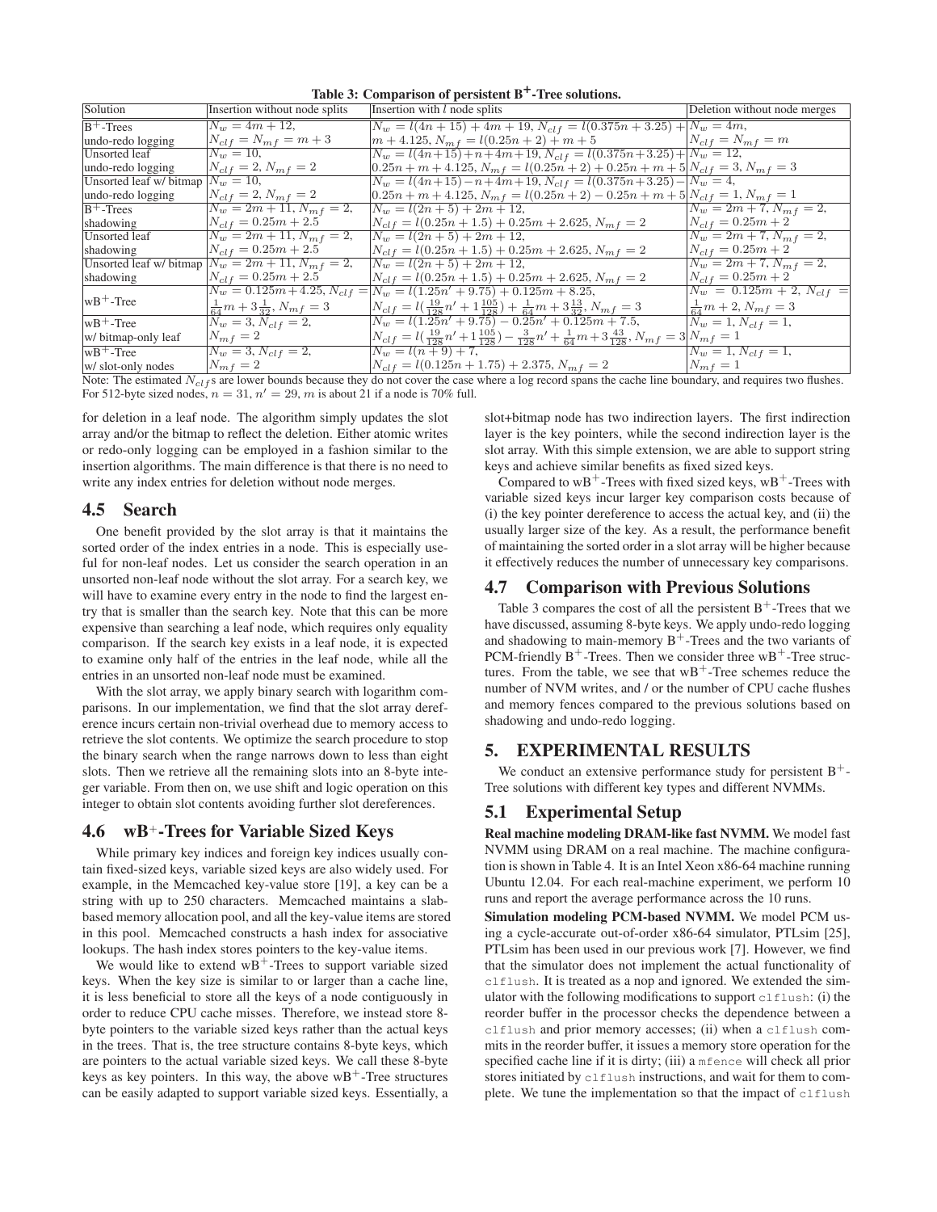**Table 3: Comparison of persistent B$^+$-Tree solutions.**

| Solution | Insertion without node splits | Insertion with $l$ node splits | Deletion without node merges |
|---|---|---|---|
| B$^+$-Trees undo-redo logging | $N_w = 4m + 12$, $N_{clf} = N_{mf} = m + 3$ | $N_w = l(4n + 15) + 4m + 19$, $N_{clf} = l(0.375n + 3.25) + m + 4.125$, $N_{mf} = l(0.25n + 2) + m + 5$ | $N_w = 4m$, $N_{clf} = N_{mf} = m$ |
| Unsorted leaf undo-redo logging | $N_w = 10$, $N_{clf} = 2$, $N_{mf} = 2$ | $N_w = l(4n+15)+n+4m+19$, $N_{clf} = l(0.375n+3.25)+0.25n + m + 4.125$, $N_{mf} = l(0.25n + 2) + 0.25n + m + 5$ | $N_w = 12$, $N_{clf} = 3$, $N_{mf} = 3$ |
| Unsorted leaf w/ bitmap undo-redo logging | $N_w = 10$, $N_{clf} = 2$, $N_{mf} = 2$ | $N_w = l(4n+15)-n+4m+19$, $N_{clf} = l(0.375n+3.25)-0.25n + m + 4.125$, $N_{mf} = l(0.25n + 2) - 0.25n + m + 5$ | $N_w = 4$, $N_{clf} = 1$, $N_{mf} = 1$ |
| B$^+$-Trees shadowing | $N_w = 2m + 11$, $N_{mf} = 2$, $N_{clf} = 0.25m + 2.5$ | $N_w = l(2n + 5) + 2m + 12$, $N_{clf} = l(0.25n + 1.5) + 0.25m + 2.625$, $N_{mf} = 2$ | $N_w = 2m + 7$, $N_{mf} = 2$, $N_{clf} = 0.25m + 2$ |
| Unsorted leaf shadowing | $N_w = 2m + 11$, $N_{mf} = 2$, $N_{clf} = 0.25m + 2.5$ | $N_w = l(2n + 5) + 2m + 12$, $N_{clf} = l(0.25n + 1.5) + 0.25m + 2.625$, $N_{mf} = 2$ | $N_w = 2m + 7$, $N_{mf} = 2$, $N_{clf} = 0.25m + 2$ |
| Unsorted leaf w/ bitmap shadowing | $N_w = 2m + 11$, $N_{mf} = 2$, $N_{clf} = 0.25m + 2.5$ | $N_w = l(2n + 5) + 2m + 12$, $N_{clf} = l(0.25n + 1.5) + 0.25m + 2.625$, $N_{mf} = 2$ | $N_w = 2m + 7$, $N_{mf} = 2$, $N_{clf} = 0.25m + 2$ |
| wB$^+$-Tree | $N_w = 0.125m + 4.25$, $N_{clf} = \frac{1}{64}m + 3\frac{1}{32}$, $N_{mf} = 3$ | $N_w = l(1.25n' + 9.75) + 0.125m + 8.25$, $N_{clf} = l(\frac{19}{128}n' + 1\frac{105}{128}) + \frac{1}{64}m + 3\frac{13}{32}$, $N_{mf} = 3$ | $N_w = 0.125m + 2$, $N_{clf} = \frac{1}{64}m + 2$, $N_{mf} = 3$ |
| wB$^+$-Tree w/ bitmap-only leaf | $N_w = 3$, $N_{clf} = 2$, $N_{mf} = 2$ | $N_w = l(1.25n' + 9.75) - 0.25n' + 0.125m + 7.5$, $N_{clf} = l(\frac{19}{128}n' + 1\frac{105}{128}) - \frac{3}{128}n' + \frac{1}{64}m + 3\frac{43}{128}$, $N_{mf} = 3$ | $N_w = 1$, $N_{clf} = 1$, $N_{mf} = 1$ |
| wB$^+$-Tree w/ slot-only nodes | $N_w = 3$, $N_{clf} = 2$, $N_{mf} = 2$ | $N_w = l(n + 9) + 7$, $N_{clf} = l(0.125n + 1.75) + 2.375$, $N_{mf} = 2$ | $N_w = 1$, $N_{clf} = 1$, $N_{mf} = 1$ |

Note: The estimated $N_{clf}$s are lower bounds because they do not cover the case where a log record spans the cache line boundary, and requires two flushes. For 512-byte sized nodes, $n = 31$, $n' = 29$, $m$ is about 21 if a node is 70% full.

for deletion in a leaf node. The algorithm simply updates the slot array and/or the bitmap to reflect the deletion. Either atomic writes or redo-only logging can be employed in a fashion similar to the insertion algorithms. The main difference is that there is no need to write any index entries for deletion without node merges.

## 4.5 Search

One benefit provided by the slot array is that it maintains the sorted order of the index entries in a node. This is especially useful for non-leaf nodes. Let us consider the search operation in an unsorted non-leaf node without the slot array. For a search key, we will have to examine every entry in the node to find the largest entry that is smaller than the search key. Note that this can be more expensive than searching a leaf node, which requires only equality comparison. If the search key exists in a leaf node, it is expected to examine only half of the entries in the leaf node, while all the entries in an unsorted non-leaf node must be examined.

With the slot array, we apply binary search with logarithm comparisons. In our implementation, we find that the slot array dereference incurs certain non-trivial overhead due to memory access to retrieve the slot contents. We optimize the search procedure to stop the binary search when the range narrows down to less than eight slots. Then we retrieve all the remaining slots into an 8-byte integer variable. From then on, we use shift and logic operation on this integer to obtain slot contents avoiding further slot dereferences.

## 4.6 wB$^+$-Trees for Variable Sized Keys

While primary key indices and foreign key indices usually contain fixed-sized keys, variable sized keys are also widely used. For example, in the Memcached key-value store [19], a key can be a string with up to 250 characters. Memcached maintains a slab-based memory allocation pool, and all the key-value items are stored in this pool. Memcached constructs a hash index for associative lookups. The hash index stores pointers to the key-value items.

We would like to extend wB$^+$-Trees to support variable sized keys. When the key size is similar to or larger than a cache line, it is less beneficial to store all the keys of a node contiguously in order to reduce CPU cache misses. Therefore, we instead store 8-byte pointers to the variable sized keys rather than the actual keys in the trees. That is, the tree structure contains 8-byte keys, which are pointers to the actual variable sized keys. We call these 8-byte keys as key pointers. In this way, the above wB$^+$-Tree structures can be easily adapted to support variable sized keys. Essentially, a slot+bitmap node has two indirection layers. The first indirection layer is the key pointers, while the second indirection layer is the slot array. With this simple extension, we are able to support string keys and achieve similar benefits as fixed sized keys.

Compared to wB$^+$-Trees with fixed sized keys, wB$^+$-Trees with variable sized keys incur larger key comparison costs because of (i) the key pointer dereference to access the actual key, and (ii) the usually larger size of the key. As a result, the performance benefit of maintaining the sorted order in a slot array will be higher because it effectively reduces the number of unnecessary key comparisons.

## 4.7 Comparison with Previous Solutions

Table 3 compares the cost of all the persistent B$^+$-Trees that we have discussed, assuming 8-byte keys. We apply undo-redo logging and shadowing to main-memory B$^+$-Trees and the two variants of PCM-friendly B$^+$-Trees. Then we consider three wB$^+$-Tree structures. From the table, we see that wB$^+$-Tree schemes reduce the number of NVM writes, and / or the number of CPU cache flushes and memory fences compared to the previous solutions based on shadowing and undo-redo logging.

# 5. EXPERIMENTAL RESULTS

We conduct an extensive performance study for persistent B$^+$-Tree solutions with different key types and different NVMMs.

## 5.1 Experimental Setup

**Real machine modeling DRAM-like fast NVMM.** We model fast NVMM using DRAM on a real machine. The machine configuration is shown in Table 4. It is an Intel Xeon x86-64 machine running Ubuntu 12.04. For each real-machine experiment, we perform 10 runs and report the average performance across the 10 runs.

**Simulation modeling PCM-based NVMM.** We model PCM using a cycle-accurate out-of-order x86-64 simulator, PTLsim [25], PTLsim has been used in our previous work [7]. However, we find that the simulator does not implement the actual functionality of `clflush`. It is treated as a nop and ignored. We extended the simulator with the following modifications to support `clflush`: (i) the reorder buffer in the processor checks the dependence between a `clflush` and prior memory accesses; (ii) when a `clflush` commits in the reorder buffer, it issues a memory store operation for the specified cache line if it is dirty; (iii) a `mfence` will check all prior stores initiated by `clflush` instructions, and wait for them to complete. We tune the implementation so that the impact of `clflush`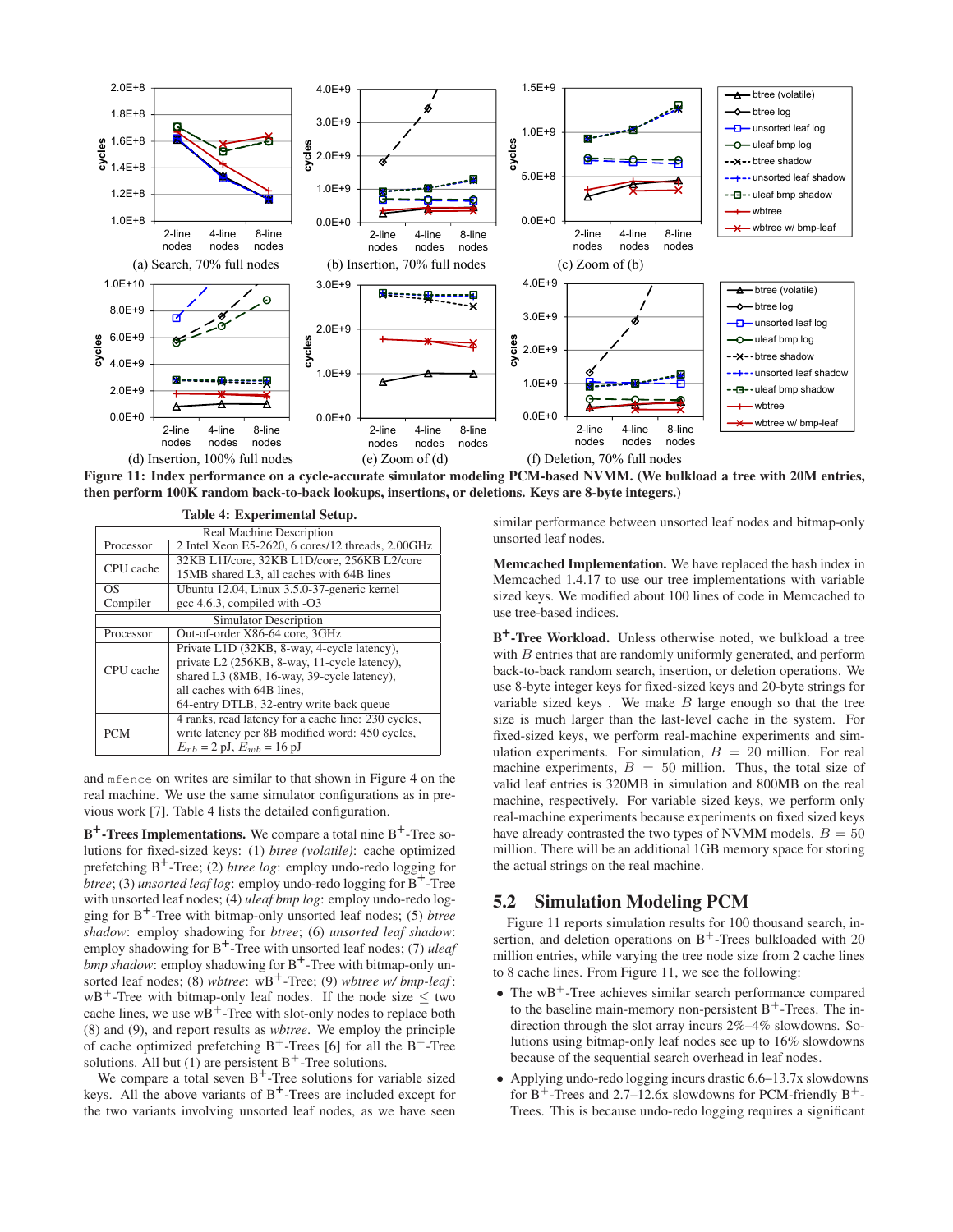Figure 11: Index performance on a cycle-accurate simulator modeling PCM-based NVMM. (We bulkload a tree with 20M entries, then perform 100K random back-to-back lookups, insertions, or deletions. Keys are 8-byte integers.)

(a) Search, 70% full nodes (b) Insertion, 70% full nodes (c) Zoom of (b) (d) Insertion, 100% full nodes (e) Zoom of (d) (f) Deletion, 70% full nodes

**Table 4: Experimental Setup.**

| Real Machine Description | |
|---|---|
| Processor | 2 Intel Xeon E5-2620, 6 cores/12 threads, 2.00GHz |
| CPU cache | 32KB L1I/core, 32KB L1D/core, 256KB L2/core 15MB shared L3, all caches with 64B lines |
| OS Compiler | Ubuntu 12.04, Linux 3.5.0-37-generic kernel gcc 4.6.3, compiled with -O3 |
| **Simulator Description** | |
| Processor | Out-of-order X86-64 core, 3GHz |
| CPU cache | Private L1D (32KB, 8-way, 4-cycle latency), private L2 (256KB, 8-way, 11-cycle latency), shared L3 (8MB, 16-way, 39-cycle latency), all caches with 64B lines, 64-entry DTLB, 32-entry write back queue |
| PCM | 4 ranks, read latency for a cache line: 230 cycles, write latency per 8B modified word: 450 cycles, $E_{rb}$ = 2 pJ, $E_{wb}$ = 16 pJ |

and `mfence` on writes are similar to that shown in Figure 4 on the real machine. We use the same simulator configurations as in previous work [7]. Table 4 lists the detailed configuration.

**B+-Trees Implementations.** We compare a total nine B+-Tree solutions for fixed-sized keys: (1) *btree (volatile)*: cache optimized prefetching B+-Tree; (2) *btree log*: employ undo-redo logging for *btree*; (3) *unsorted leaf log*: employ undo-redo logging for B+-Tree with unsorted leaf nodes; (4) *uleaf bmp log*: employ undo-redo logging for B+-Tree with bitmap-only unsorted leaf nodes; (5) *btree shadow*: employ shadowing for *btree*; (6) *unsorted leaf shadow*: employ shadowing for B+-Tree with unsorted leaf nodes; (7) *uleaf bmp shadow*: employ shadowing for B+-Tree with bitmap-only unsorted leaf nodes; (8) *wbtree*: wB+-Tree; (9) *wbtree w/ bmp-leaf*: wB+-Tree with bitmap-only leaf nodes. If the node size ≤ two cache lines, we use wB+-Tree with slot-only nodes to replace both (8) and (9), and report results as *wbtree*. We employ the principle of cache optimized prefetching B+-Trees [6] for all the B+-Tree solutions. All but (1) are persistent B+-Tree solutions.

We compare a total seven B+-Tree solutions for variable sized keys. All the above variants of B+-Trees are included except for the two variants involving unsorted leaf nodes, as we have seen similar performance between unsorted leaf nodes and bitmap-only unsorted leaf nodes.

**Memcached Implementation.** We have replaced the hash index in Memcached 1.4.17 to use our tree implementations with variable sized keys. We modified about 100 lines of code in Memcached to use tree-based indices.

**B+-Tree Workload.** Unless otherwise noted, we bulkload a tree with $B$ entries that are randomly uniformly generated, and perform back-to-back random search, insertion, or deletion operations. We use 8-byte integer keys for fixed-sized keys and 20-byte strings for variable sized keys . We make $B$ large enough so that the tree size is much larger than the last-level cache in the system. For fixed-sized keys, we perform real-machine experiments and simulation experiments. For simulation, $B = 20$ million. For real machine experiments, $B = 50$ million. Thus, the total size of valid leaf entries is 320MB in simulation and 800MB on the real machine, respectively. For variable sized keys, we perform only real-machine experiments because experiments on fixed sized keys have already contrasted the two types of NVMM models. $B = 50$ million. There will be an additional 1GB memory space for storing the actual strings on the real machine.

## 5.2 Simulation Modeling PCM

Figure 11 reports simulation results for 100 thousand search, insertion, and deletion operations on B+-Trees bulkloaded with 20 million entries, while varying the tree node size from 2 cache lines to 8 cache lines. From Figure 11, we see the following:

- The wB+-Tree achieves similar search performance compared to the baseline main-memory non-persistent B+-Trees. The indirection through the slot array incurs 2%–4% slowdowns. Solutions using bitmap-only leaf nodes see up to 16% slowdowns because of the sequential search overhead in leaf nodes.
- Applying undo-redo logging incurs drastic 6.6–13.7x slowdowns for B+-Trees and 2.7–12.6x slowdowns for PCM-friendly B+-Trees. This is because undo-redo logging requires a significant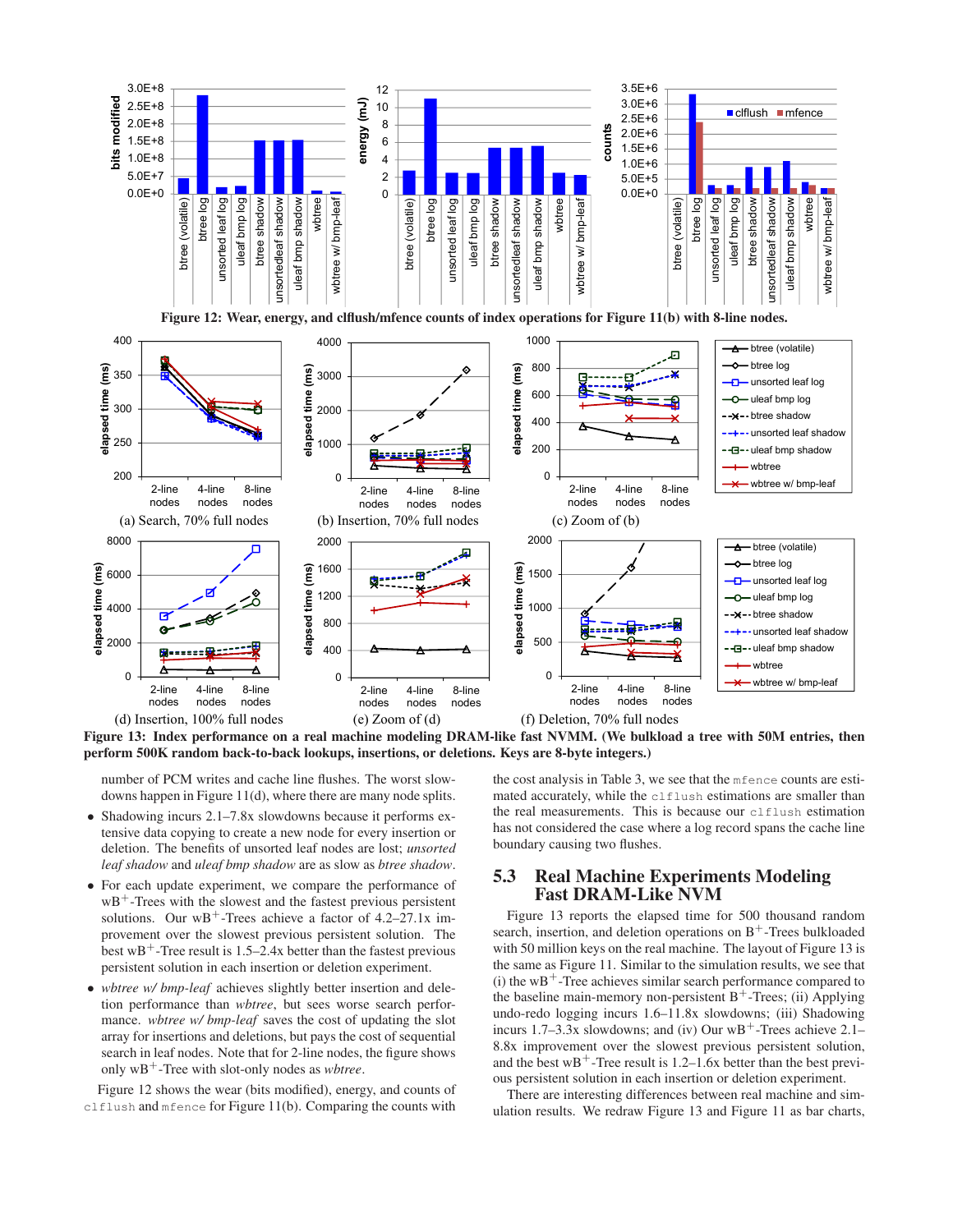**Figure 12: Wear, energy, and clflush/mfence counts of index operations for Figure 11(b) with 8-line nodes.**

(a) Search, 70% full nodes  (b) Insertion, 70% full nodes  (c) Zoom of (b)

(d) Insertion, 100% full nodes  (e) Zoom of (d)  (f) Deletion, 70% full nodes

**Figure 13: Index performance on a real machine modeling DRAM-like fast NVMM. (We bulkload a tree with 50M entries, then perform 500K random back-to-back lookups, insertions, or deletions. Keys are 8-byte integers.)**

number of PCM writes and cache line flushes. The worst slowdowns happen in Figure 11(d), where there are many node splits.

- Shadowing incurs 2.1–7.8x slowdowns because it performs extensive data copying to create a new node for every insertion or deletion. The benefits of unsorted leaf nodes are lost; *unsorted leaf shadow* and *uleaf bmp shadow* are as slow as *btree shadow*.
- For each update experiment, we compare the performance of wB$^+$-Trees with the slowest and the fastest previous persistent solutions. Our wB$^+$-Trees achieve a factor of 4.2–27.1x improvement over the slowest previous persistent solution. The best wB$^+$-Tree result is 1.5–2.4x better than the fastest previous persistent solution in each insertion or deletion experiment.
- *wbtree w/ bmp-leaf* achieves slightly better insertion and deletion performance than *wbtree*, but sees worse search performance. *wbtree w/ bmp-leaf* saves the cost of updating the slot array for insertions and deletions, but pays the cost of sequential search in leaf nodes. Note that for 2-line nodes, the figure shows only wB$^+$-Tree with slot-only nodes as *wbtree*.

Figure 12 shows the wear (bits modified), energy, and counts of `clflush` and `mfence` for Figure 11(b). Comparing the counts with the cost analysis in Table 3, we see that the `mfence` counts are estimated accurately, while the `clflush` estimations are smaller than the real measurements. This is because our `clflush` estimation has not considered the case where a log record spans the cache line boundary causing two flushes.

## 5.3 Real Machine Experiments Modeling Fast DRAM-Like NVM

Figure 13 reports the elapsed time for 500 thousand random search, insertion, and deletion operations on B$^+$-Trees bulkloaded with 50 million keys on the real machine. The layout of Figure 13 is the same as Figure 11. Similar to the simulation results, we see that (i) the wB$^+$-Tree achieves similar search performance compared to the baseline main-memory non-persistent B$^+$-Trees; (ii) Applying undo-redo logging incurs 1.6–11.8x slowdowns; (iii) Shadowing incurs 1.7–3.3x slowdowns; and (iv) Our wB$^+$-Trees achieve 2.1–8.8x improvement over the slowest previous persistent solution, and the best wB$^+$-Tree result is 1.2–1.6x better than the best previous persistent solution in each insertion or deletion experiment.

There are interesting differences between real machine and simulation results. We redraw Figure 13 and Figure 11 as bar charts,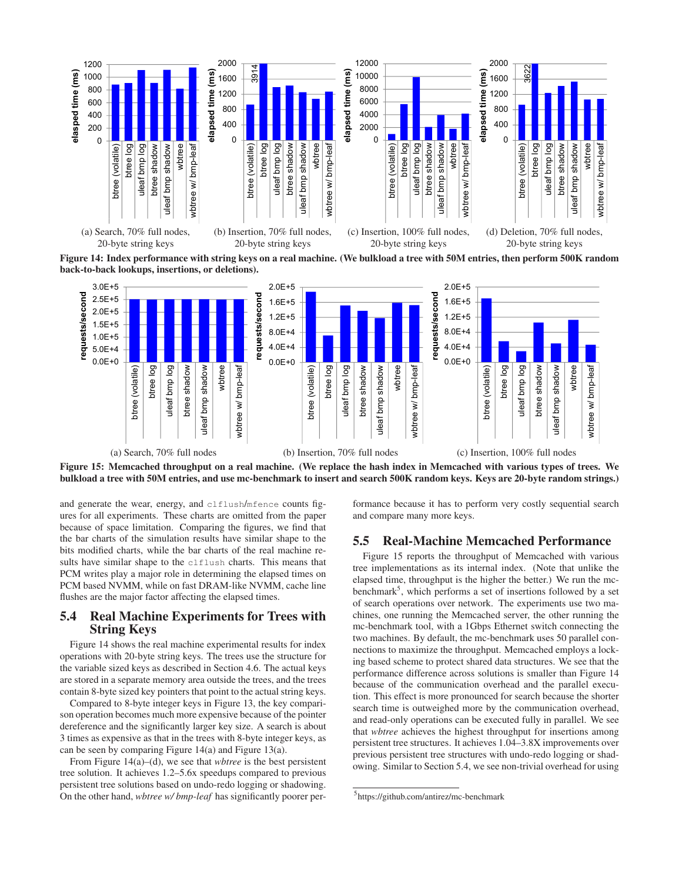(a) Search, 70% full nodes, 20-byte string keys

(b) Insertion, 70% full nodes, 20-byte string keys

(c) Insertion, 100% full nodes, 20-byte string keys

(d) Deletion, 70% full nodes, 20-byte string keys

**Figure 14: Index performance with string keys on a real machine. (We bulkload a tree with 50M entries, then perform 500K random back-to-back lookups, insertions, or deletions).**

(a) Search, 70% full nodes

(b) Insertion, 70% full nodes

(c) Insertion, 100% full nodes

**Figure 15: Memcached throughput on a real machine. (We replace the hash index in Memcached with various types of trees. We bulkload a tree with 50M entries, and use mc-benchmark to insert and search 500K random keys. Keys are 20-byte random strings.)**

and generate the wear, energy, and `clflush`/`mfence` counts figures for all experiments. These charts are omitted from the paper because of space limitation. Comparing the figures, we find that the bar charts of the simulation results have similar shape to the bits modified charts, while the bar charts of the real machine results have similar shape to the `clflush` charts. This means that PCM writes play a major role in determining the elapsed times on PCM based NVMM, while on fast DRAM-like NVMM, cache line flushes are the major factor affecting the elapsed times.

## 5.4 Real Machine Experiments for Trees with String Keys

Figure 14 shows the real machine experimental results for index operations with 20-byte string keys. The trees use the structure for the variable sized keys as described in Section 4.6. The actual keys are stored in a separate memory area outside the trees, and the trees contain 8-byte sized key pointers that point to the actual string keys.

Compared to 8-byte integer keys in Figure 13, the key comparison operation becomes much more expensive because of the pointer dereference and the significantly larger key size. A search is about 3 times as expensive as that in the trees with 8-byte integer keys, as can be seen by comparing Figure 14(a) and Figure 13(a).

From Figure 14(a)–(d), we see that *wbtree* is the best persistent tree solution. It achieves 1.2–5.6x speedups compared to previous persistent tree solutions based on undo-redo logging or shadowing. On the other hand, *wbtree w/ bmp-leaf* has significantly poorer performance because it has to perform very costly sequential search and compare many more keys.

## 5.5 Real-Machine Memcached Performance

Figure 15 reports the throughput of Memcached with various tree implementations as its internal index. (Note that unlike the elapsed time, throughput is the higher the better.) We run the mc-benchmark[5], which performs a set of insertions followed by a set of search operations over network. The experiments use two machines, one running the Memcached server, the other running the mc-benchmark tool, with a 1Gbps Ethernet switch connecting the two machines. By default, the mc-benchmark uses 50 parallel connections to maximize the throughput. Memcached employs a locking based scheme to protect shared data structures. We see that the performance difference across solutions is smaller than Figure 14 because of the communication overhead and the parallel execution. This effect is more pronounced for search because the shorter search time is outweighed more by the communication overhead, and read-only operations can be executed fully in parallel. We see that *wbtree* achieves the highest throughput for insertions among persistent tree structures. It achieves 1.04–3.8X improvements over previous persistent tree structures with undo-redo logging or shadowing. Similar to Section 5.4, we see non-trivial overhead for using

[5] https://github.com/antirez/mc-benchmark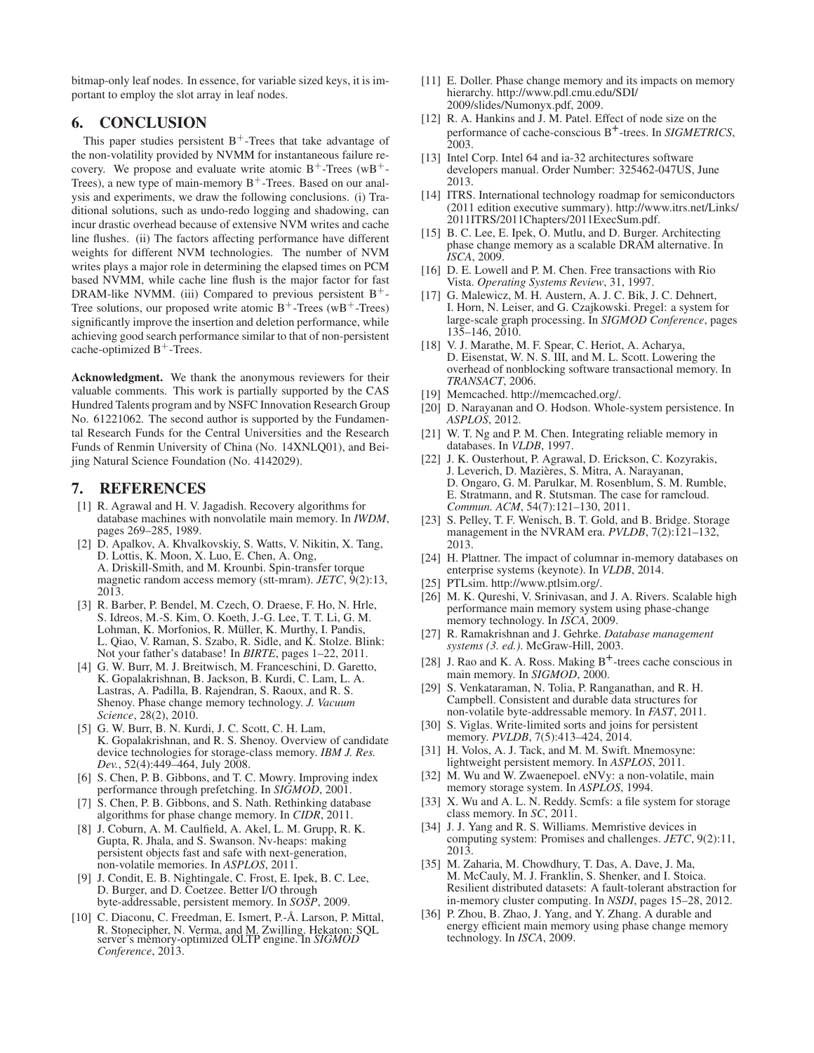bitmap-only leaf nodes. In essence, for variable sized keys, it is important to employ the slot array in leaf nodes.

# 6. CONCLUSION

This paper studies persistent $B^+$-Trees that take advantage of the non-volatility provided by NVMM for instantaneous failure recovery. We propose and evaluate write atomic $B^+$-Trees (w$B^+$-Trees), a new type of main-memory $B^+$-Trees. Based on our analysis and experiments, we draw the following conclusions. (i) Traditional solutions, such as undo-redo logging and shadowing, can incur drastic overhead because of extensive NVM writes and cache line flushes. (ii) The factors affecting performance have different weights for different NVM technologies. The number of NVM writes plays a major role in determining the elapsed times on PCM based NVMM, while cache line flush is the major factor for fast DRAM-like NVMM. (iii) Compared to previous persistent $B^+$-Tree solutions, our proposed write atomic $B^+$-Trees (w$B^+$-Trees) significantly improve the insertion and deletion performance, while achieving good search performance similar to that of non-persistent cache-optimized $B^+$-Trees.

**Acknowledgment.** We thank the anonymous reviewers for their valuable comments. This work is partially supported by the CAS Hundred Talents program and by NSFC Innovation Research Group No. 61221062. The second author is supported by the Fundamental Research Funds for the Central Universities and the Research Funds of Renmin University of China (No. 14XNLQ01), and Beijing Natural Science Foundation (No. 4142029).

# 7. REFERENCES

[1] R. Agrawal and H. V. Jagadish. Recovery algorithms for database machines with nonvolatile main memory. In *IWDM*, pages 269–285, 1989.

[2] D. Apalkov, A. Khvalkovskiy, S. Watts, V. Nikitin, X. Tang, D. Lottis, K. Moon, X. Luo, E. Chen, A. Ong, A. Driskill-Smith, and M. Krounbi. Spin-transfer torque magnetic random access memory (stt-mram). *JETC*, 9(2):13, 2013.

[3] R. Barber, P. Bendel, M. Czech, O. Draese, F. Ho, N. Hrle, S. Idreos, M.-S. Kim, O. Koeth, J.-G. Lee, T. T. Li, G. M. Lohman, K. Morfonios, R. Müller, K. Murthy, I. Pandis, L. Qiao, V. Raman, S. Szabo, R. Sidle, and K. Stolze. Blink: Not your father's database! In *BIRTE*, pages 1–22, 2011.

[4] G. W. Burr, M. J. Breitwisch, M. Franceschini, D. Garetto, K. Gopalakrishnan, B. Jackson, B. Kurdi, C. Lam, L. A. Lastras, A. Padilla, B. Rajendran, S. Raoux, and R. S. Shenoy. Phase change memory technology. *J. Vacuum Science*, 28(2), 2010.

[5] G. W. Burr, B. N. Kurdi, J. C. Scott, C. H. Lam, K. Gopalakrishnan, and R. S. Shenoy. Overview of candidate device technologies for storage-class memory. *IBM J. Res. Dev.*, 52(4):449–464, July 2008.

[6] S. Chen, P. B. Gibbons, and T. C. Mowry. Improving index performance through prefetching. In *SIGMOD*, 2001.

[7] S. Chen, P. B. Gibbons, and S. Nath. Rethinking database algorithms for phase change memory. In *CIDR*, 2011.

[8] J. Coburn, A. M. Caulfield, A. Akel, L. M. Grupp, R. K. Gupta, R. Jhala, and S. Swanson. Nv-heaps: making persistent objects fast and safe with next-generation, non-volatile memories. In *ASPLOS*, 2011.

[9] J. Condit, E. B. Nightingale, C. Frost, E. Ipek, B. C. Lee, D. Burger, and D. Coetzee. Better I/O through byte-addressable, persistent memory. In *SOSP*, 2009.

[10] C. Diaconu, C. Freedman, E. Ismert, P.-Å. Larson, P. Mittal, R. Stonecipher, N. Verma, and M. Zwilling. Hekaton: SQL server's memory-optimized OLTP engine. In *SIGMOD Conference*, 2013.

[11] E. Doller. Phase change memory and its impacts on memory hierarchy. http://www.pdl.cmu.edu/SDI/2009/slides/Numonyx.pdf, 2009.

[12] R. A. Hankins and J. M. Patel. Effect of node size on the performance of cache-conscious $B^+$-trees. In *SIGMETRICS*, 2003.

[13] Intel Corp. Intel 64 and ia-32 architectures software developers manual. Order Number: 325462-047US, June 2013.

[14] ITRS. International technology roadmap for semiconductors (2011 edition executive summary). http://www.itrs.net/Links/2011ITRS/2011Chapters/2011ExecSum.pdf.

[15] B. C. Lee, E. Ipek, O. Mutlu, and D. Burger. Architecting phase change memory as a scalable DRAM alternative. In *ISCA*, 2009.

[16] D. E. Lowell and P. M. Chen. Free transactions with Rio Vista. *Operating Systems Review*, 31, 1997.

[17] G. Malewicz, M. H. Austern, A. J. C. Bik, J. C. Dehnert, I. Horn, N. Leiser, and G. Czajkowski. Pregel: a system for large-scale graph processing. In *SIGMOD Conference*, pages 135–146, 2010.

[18] V. J. Marathe, M. F. Spear, C. Heriot, A. Acharya, D. Eisenstat, W. N. S. III, and M. L. Scott. Lowering the overhead of nonblocking software transactional memory. In *TRANSACT*, 2006.

[19] Memcached. http://memcached.org/.

[20] D. Narayanan and O. Hodson. Whole-system persistence. In *ASPLOS*, 2012.

[21] W. T. Ng and P. M. Chen. Integrating reliable memory in databases. In *VLDB*, 1997.

[22] J. K. Ousterhout, P. Agrawal, D. Erickson, C. Kozyrakis, J. Leverich, D. Mazières, S. Mitra, A. Narayanan, D. Ongaro, G. M. Parulkar, M. Rosenblum, S. M. Rumble, E. Stratmann, and R. Stutsman. The case for ramcloud. *Commun. ACM*, 54(7):121–130, 2011.

[23] S. Pelley, T. F. Wenisch, B. T. Gold, and B. Bridge. Storage management in the NVRAM era. *PVLDB*, 7(2):121–132, 2013.

[24] H. Plattner. The impact of columnar in-memory databases on enterprise systems (keynote). In *VLDB*, 2014.

[25] PTLsim. http://www.ptlsim.org/.

[26] M. K. Qureshi, V. Srinivasan, and J. A. Rivers. Scalable high performance main memory system using phase-change memory technology. In *ISCA*, 2009.

[27] R. Ramakrishnan and J. Gehrke. *Database management systems (3. ed.)*. McGraw-Hill, 2003.

[28] J. Rao and K. A. Ross. Making $B^+$-trees cache conscious in main memory. In *SIGMOD*, 2000.

[29] S. Venkataraman, N. Tolia, P. Ranganathan, and R. H. Campbell. Consistent and durable data structures for non-volatile byte-addressable memory. In *FAST*, 2011.

[30] S. Viglas. Write-limited sorts and joins for persistent memory. *PVLDB*, 7(5):413–424, 2014.

[31] H. Volos, A. J. Tack, and M. M. Swift. Mnemosyne: lightweight persistent memory. In *ASPLOS*, 2011.

[32] M. Wu and W. Zwaenepoel. eNVy: a non-volatile, main memory storage system. In *ASPLOS*, 1994.

[33] X. Wu and A. L. N. Reddy. Scmfs: a file system for storage class memory. In *SC*, 2011.

[34] J. J. Yang and R. S. Williams. Memristive devices in computing system: Promises and challenges. *JETC*, 9(2):11, 2013.

[35] M. Zaharia, M. Chowdhury, T. Das, A. Dave, J. Ma, M. McCauly, M. J. Franklin, S. Shenker, and I. Stoica. Resilient distributed datasets: A fault-tolerant abstraction for in-memory cluster computing. In *NSDI*, pages 15–28, 2012.

[36] P. Zhou, B. Zhao, J. Yang, and Y. Zhang. A durable and energy efficient main memory using phase change memory technology. In *ISCA*, 2009.